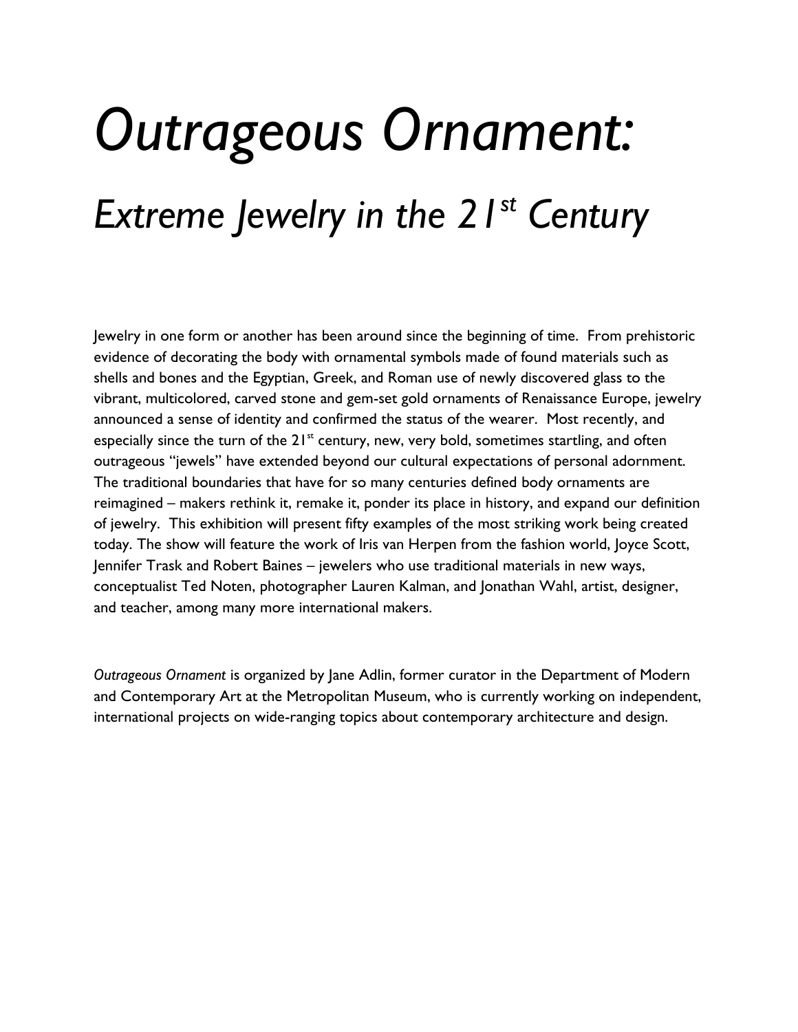# *Outrageous Ornament:*

## *Extreme Jewelry in the 21st Century*

Jewelry in one form or another has been around since the beginning of time. From prehistoric evidence of decorating the body with ornamental symbols made of found materials such as shells and bones and the Egyptian, Greek, and Roman use of newly discovered glass to the vibrant, multicolored, carved stone and gem-set gold ornaments of Renaissance Europe, jewelry announced a sense of identity and confirmed the status of the wearer. Most recently, and especially since the turn of the 21st century, new, very bold, sometimes startling, and often outrageous "jewels" have extended beyond our cultural expectations of personal adornment. The traditional boundaries that have for so many centuries defined body ornaments are reimagined – makers rethink it, remake it, ponder its place in history, and expand our definition of jewelry. This exhibition will present fifty examples of the most striking work being created today. The show will feature the work of Iris van Herpen from the fashion world, Joyce Scott, Jennifer Trask and Robert Baines – jewelers who use traditional materials in new ways, conceptualist Ted Noten, photographer Lauren Kalman, and Jonathan Wahl, artist, designer, and teacher, among many more international makers.

*Outrageous Ornament* is organized by Jane Adlin, former curator in the Department of Modern and Contemporary Art at the Metropolitan Museum, who is currently working on independent, international projects on wide-ranging topics about contemporary architecture and design.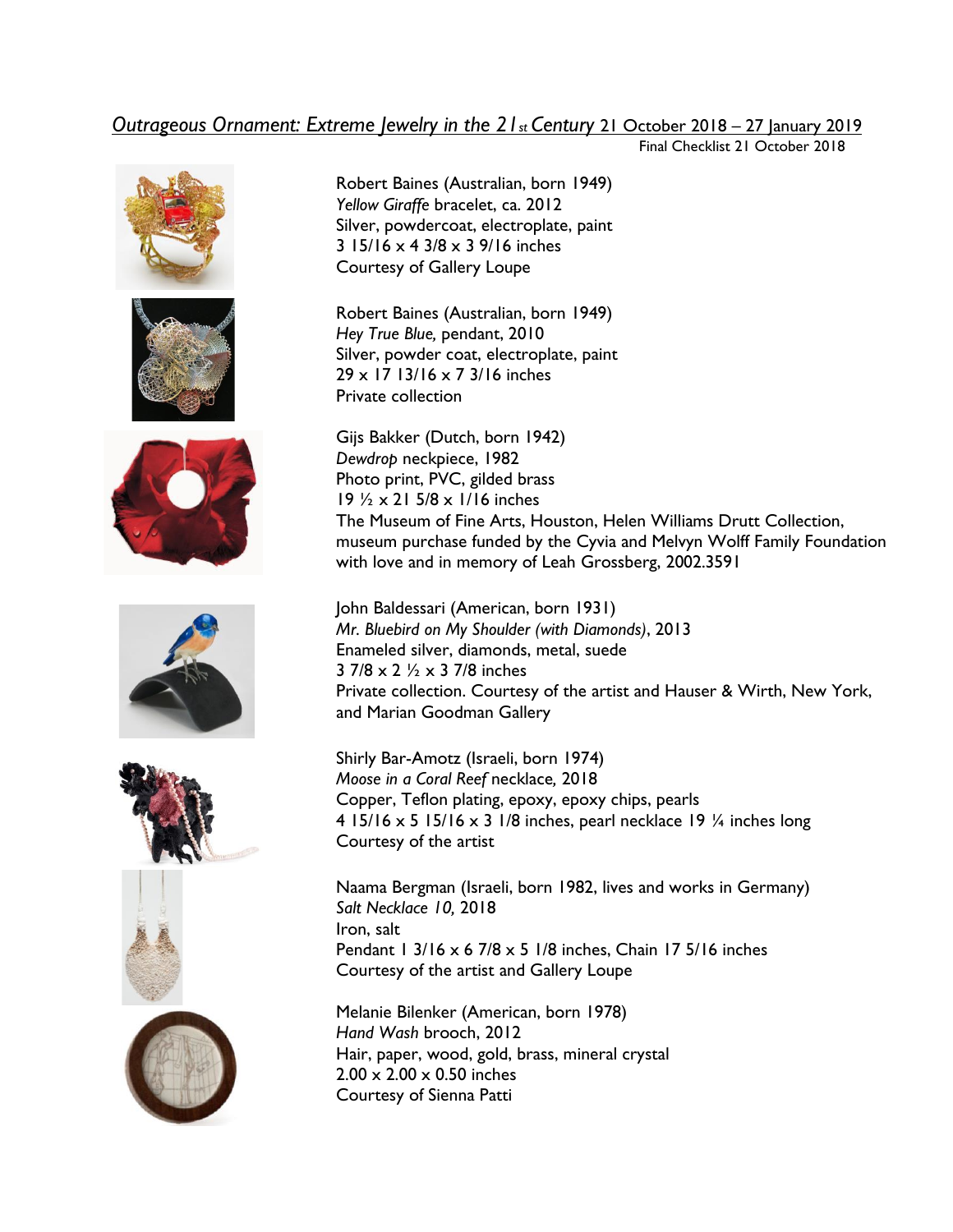*Outrageous Ornament: Extreme Jewelry in the 21st Century* 21 October 2018 – 27 January 2019

Final Checklist 21 October 2018

Robert Baines (Australian, born 1949)
*Yellow Giraffe* bracelet, ca. 2012
Silver, powdercoat, electroplate, paint
3 15/16 x 4 3/8 x 3 9/16 inches
Courtesy of Gallery Loupe

Robert Baines (Australian, born 1949)
*Hey True Blue,* pendant, 2010
Silver, powder coat, electroplate, paint
29 x 17 13/16 x 7 3/16 inches
Private collection

Gijs Bakker (Dutch, born 1942)
*Dewdrop* neckpiece, 1982
Photo print, PVC, gilded brass
19 ½ x 21 5/8 x 1/16 inches
The Museum of Fine Arts, Houston, Helen Williams Drutt Collection, museum purchase funded by the Cyvia and Melvyn Wolff Family Foundation with love and in memory of Leah Grossberg, 2002.3591

John Baldessari (American, born 1931)
*Mr. Bluebird on My Shoulder (with Diamonds)*, 2013
Enameled silver, diamonds, metal, suede
3 7/8 x 2 ½ x 3 7/8 inches
Private collection. Courtesy of the artist and Hauser & Wirth, New York, and Marian Goodman Gallery

Shirly Bar-Amotz (Israeli, born 1974)
*Moose in a Coral Reef* necklace, 2018
Copper, Teflon plating, epoxy, epoxy chips, pearls
4 15/16 x 5 15/16 x 3 1/8 inches, pearl necklace 19 ¼ inches long
Courtesy of the artist

Naama Bergman (Israeli, born 1982, lives and works in Germany)
*Salt Necklace 10,* 2018
Iron, salt
Pendant 1 3/16 x 6 7/8 x 5 1/8 inches, Chain 17 5/16 inches
Courtesy of the artist and Gallery Loupe

Melanie Bilenker (American, born 1978)
*Hand Wash* brooch, 2012
Hair, paper, wood, gold, brass, mineral crystal
2.00 x 2.00 x 0.50 inches
Courtesy of Sienna Patti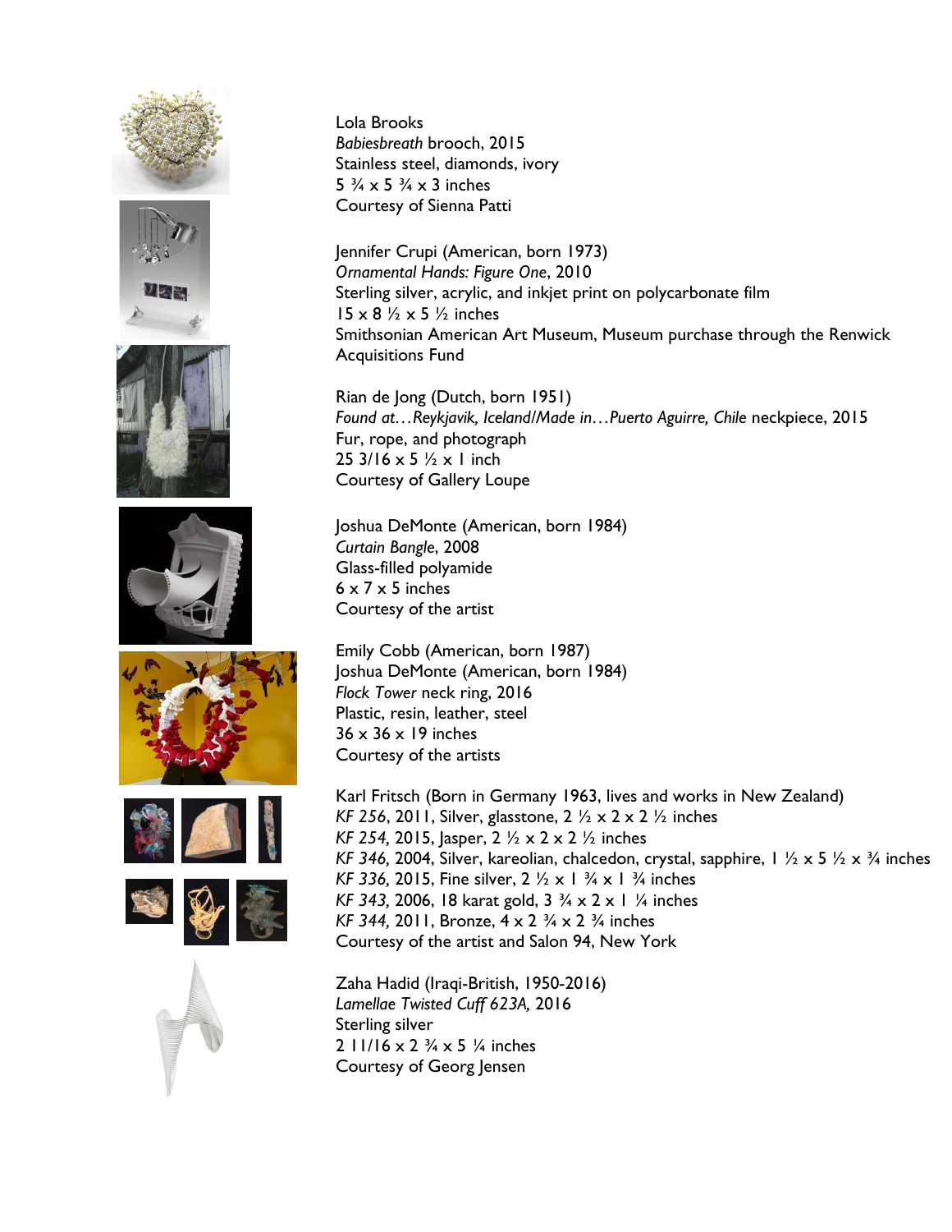Lola Brooks
*Babiesbreath* brooch, 2015
Stainless steel, diamonds, ivory
5 ¾ x 5 ¾ x 3 inches
Courtesy of Sienna Patti

Jennifer Crupi (American, born 1973)
*Ornamental Hands: Figure One*, 2010
Sterling silver, acrylic, and inkjet print on polycarbonate film
15 x 8 ½ x 5 ½ inches
Smithsonian American Art Museum, Museum purchase through the Renwick Acquisitions Fund

Rian de Jong (Dutch, born 1951)
*Found at…Reykjavik, Iceland/Made in…Puerto Aguirre, Chile* neckpiece, 2015
Fur, rope, and photograph
25 3/16 x 5 ½ x 1 inch
Courtesy of Gallery Loupe

Joshua DeMonte (American, born 1984)
*Curtain Bangle*, 2008
Glass-filled polyamide
6 x 7 x 5 inches
Courtesy of the artist

Emily Cobb (American, born 1987)
Joshua DeMonte (American, born 1984)
*Flock Tower* neck ring, 2016
Plastic, resin, leather, steel
36 x 36 x 19 inches
Courtesy of the artists

Karl Fritsch (Born in Germany 1963, lives and works in New Zealand)
*KF 256*, 2011, Silver, glasstone, 2 ½ x 2 x 2 ½ inches
*KF 254,* 2015, Jasper, 2 ½ x 2 x 2 ½ inches
*KF 346,* 2004, Silver, kareolian, chalcedon, crystal, sapphire, 1 ½ x 5 ½ x ¾ inches
*KF 336,* 2015, Fine silver, 2 ½ x 1 ¾ x 1 ¾ inches
*KF 343,* 2006, 18 karat gold, 3 ¾ x 2 x 1 ¼ inches
*KF 344,* 2011, Bronze, 4 x 2 ¾ x 2 ¾ inches
Courtesy of the artist and Salon 94, New York

Zaha Hadid (Iraqi-British, 1950-2016)
*Lamellae Twisted Cuff 623A,* 2016
Sterling silver
2 11/16 x 2 ¾ x 5 ¼ inches
Courtesy of Georg Jensen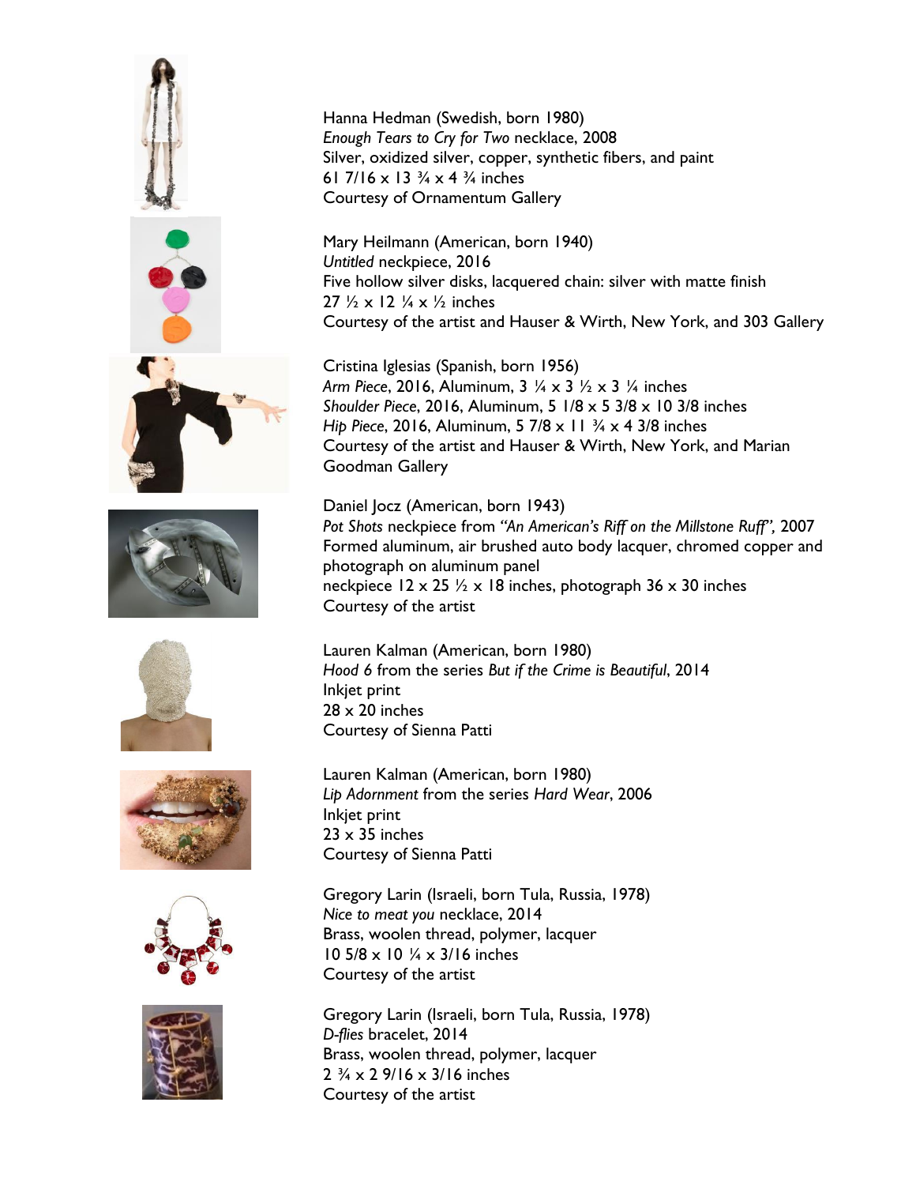Hanna Hedman (Swedish, born 1980)
*Enough Tears to Cry for Two* necklace, 2008
Silver, oxidized silver, copper, synthetic fibers, and paint
61 7/16 x 13 ¾ x 4 ¾ inches
Courtesy of Ornamentum Gallery

Mary Heilmann (American, born 1940)
*Untitled* neckpiece, 2016
Five hollow silver disks, lacquered chain: silver with matte finish
27 ½ x 12 ¼ x ½ inches
Courtesy of the artist and Hauser & Wirth, New York, and 303 Gallery

Cristina Iglesias (Spanish, born 1956)
*Arm Piece*, 2016, Aluminum, 3 ¼ x 3 ½ x 3 ¼ inches
*Shoulder Piece*, 2016, Aluminum, 5 1/8 x 5 3/8 x 10 3/8 inches
*Hip Piece*, 2016, Aluminum, 5 7/8 x 11 ¾ x 4 3/8 inches
Courtesy of the artist and Hauser & Wirth, New York, and Marian Goodman Gallery

Daniel Jocz (American, born 1943)
*Pot Shots* neckpiece from *"An American's Riff on the Millstone Ruff"*, 2007
Formed aluminum, air brushed auto body lacquer, chromed copper and photograph on aluminum panel
neckpiece 12 x 25 ½ x 18 inches, photograph 36 x 30 inches
Courtesy of the artist

Lauren Kalman (American, born 1980)
*Hood 6* from the series *But if the Crime is Beautiful*, 2014
Inkjet print
28 x 20 inches
Courtesy of Sienna Patti

Lauren Kalman (American, born 1980)
*Lip Adornment* from the series *Hard Wear*, 2006
Inkjet print
23 x 35 inches
Courtesy of Sienna Patti

Gregory Larin (Israeli, born Tula, Russia, 1978)
*Nice to meat you* necklace, 2014
Brass, woolen thread, polymer, lacquer
10 5/8 x 10 ¼ x 3/16 inches
Courtesy of the artist

Gregory Larin (Israeli, born Tula, Russia, 1978)
*D-flies* bracelet, 2014
Brass, woolen thread, polymer, lacquer
2 ¾ x 2 9/16 x 3/16 inches
Courtesy of the artist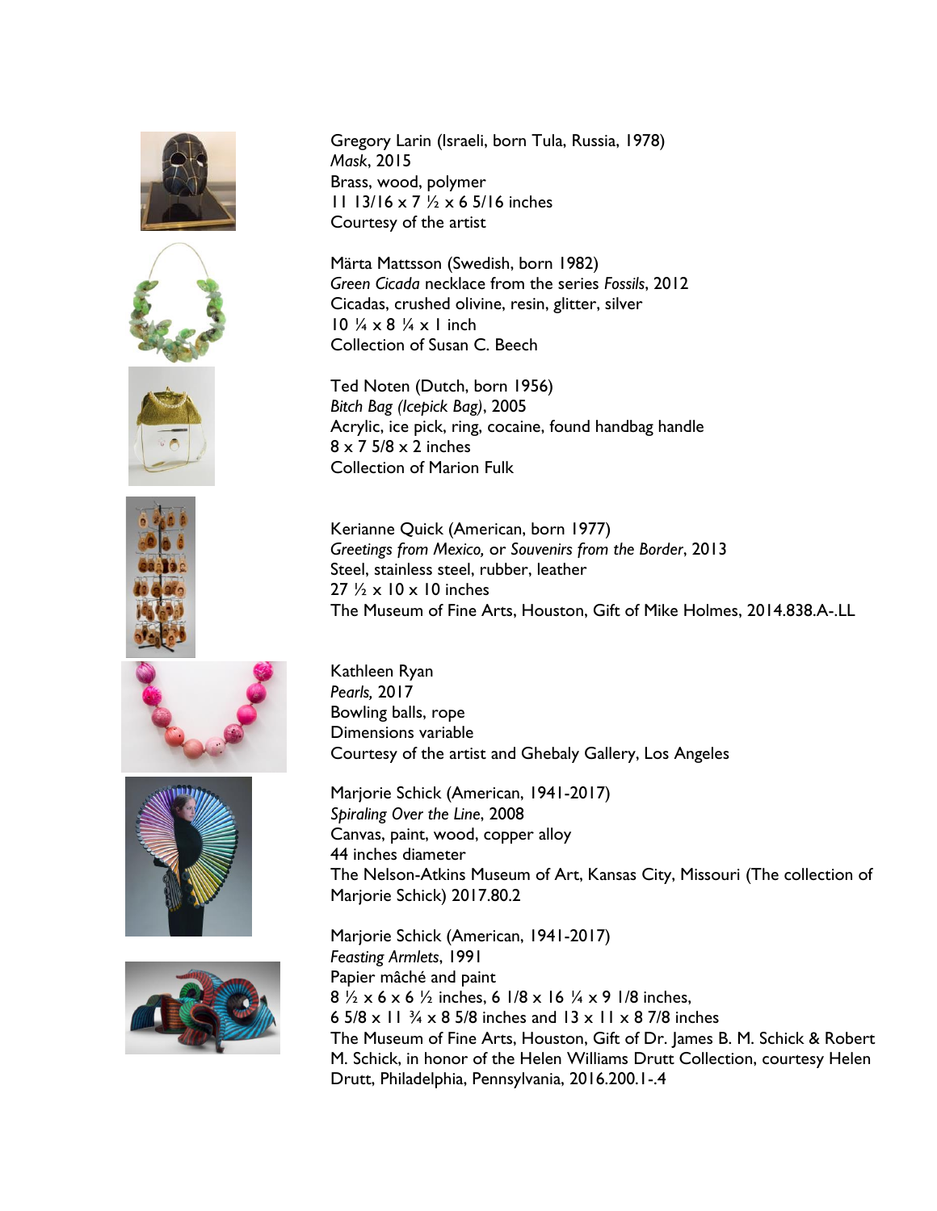Gregory Larin (Israeli, born Tula, Russia, 1978)
*Mask*, 2015
Brass, wood, polymer
11 13/16 x 7 ½ x 6 5/16 inches
Courtesy of the artist

Märta Mattsson (Swedish, born 1982)
*Green Cicada* necklace from the series *Fossils*, 2012
Cicadas, crushed olivine, resin, glitter, silver
10 ¼ x 8 ¼ x 1 inch
Collection of Susan C. Beech

Ted Noten (Dutch, born 1956)
*Bitch Bag (Icepick Bag)*, 2005
Acrylic, ice pick, ring, cocaine, found handbag handle
8 x 7 5/8 x 2 inches
Collection of Marion Fulk

Kerianne Quick (American, born 1977)
*Greetings from Mexico,* or *Souvenirs from the Border*, 2013
Steel, stainless steel, rubber, leather
27 ½ x 10 x 10 inches
The Museum of Fine Arts, Houston, Gift of Mike Holmes, 2014.838.A-.LL

Kathleen Ryan
*Pearls,* 2017
Bowling balls, rope
Dimensions variable
Courtesy of the artist and Ghebaly Gallery, Los Angeles

Marjorie Schick (American, 1941-2017)
*Spiraling Over the Line*, 2008
Canvas, paint, wood, copper alloy
44 inches diameter
The Nelson-Atkins Museum of Art, Kansas City, Missouri (The collection of Marjorie Schick) 2017.80.2

Marjorie Schick (American, 1941-2017)
*Feasting Armlets*, 1991
Papier mâché and paint
8 ½ x 6 x 6 ½ inches, 6 1/8 x 16 ¼ x 9 1/8 inches,
6 5/8 x 11 ¾ x 8 5/8 inches and 13 x 11 x 8 7/8 inches
The Museum of Fine Arts, Houston, Gift of Dr. James B. M. Schick & Robert M. Schick, in honor of the Helen Williams Drutt Collection, courtesy Helen Drutt, Philadelphia, Pennsylvania, 2016.200.1-.4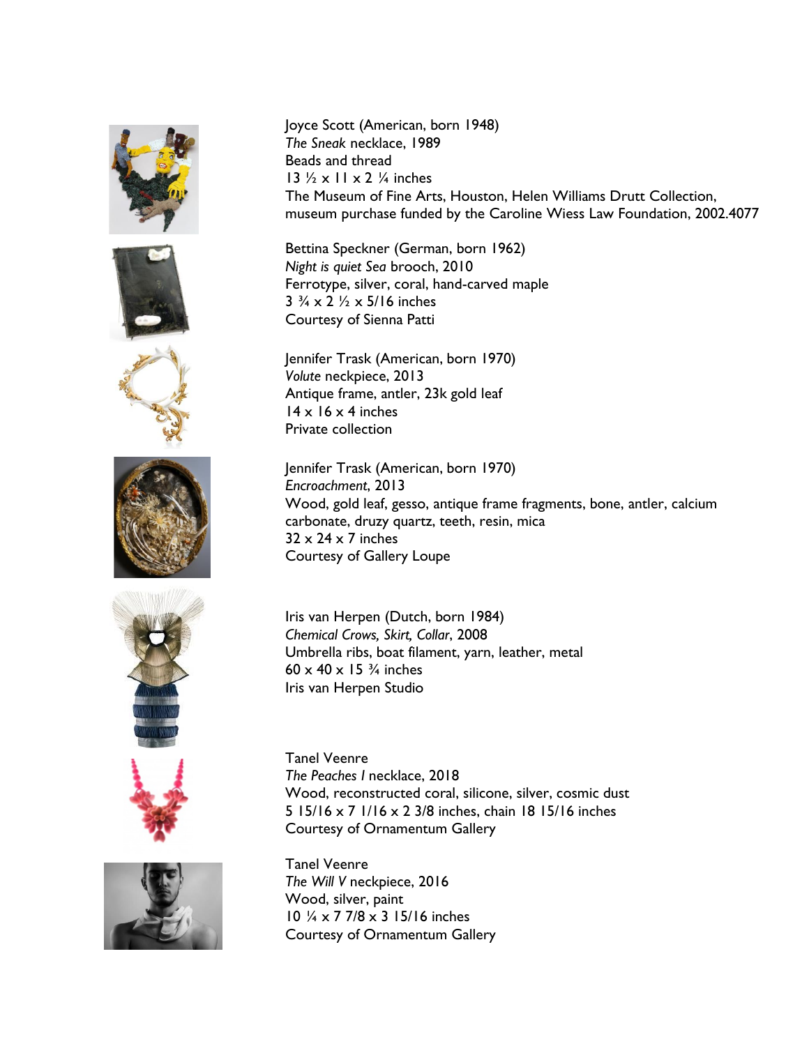Joyce Scott (American, born 1948)
*The Sneak* necklace, 1989
Beads and thread
13 ½ x 11 x 2 ¼ inches
The Museum of Fine Arts, Houston, Helen Williams Drutt Collection, museum purchase funded by the Caroline Wiess Law Foundation, 2002.4077

Bettina Speckner (German, born 1962)
*Night is quiet Sea* brooch, 2010
Ferrotype, silver, coral, hand-carved maple
3 ¾ x 2 ½ x 5/16 inches
Courtesy of Sienna Patti

Jennifer Trask (American, born 1970)
*Volute* neckpiece, 2013
Antique frame, antler, 23k gold leaf
14 x 16 x 4 inches
Private collection

Jennifer Trask (American, born 1970)
*Encroachment*, 2013
Wood, gold leaf, gesso, antique frame fragments, bone, antler, calcium carbonate, druzy quartz, teeth, resin, mica
32 x 24 x 7 inches
Courtesy of Gallery Loupe

Iris van Herpen (Dutch, born 1984)
*Chemical Crows, Skirt, Collar*, 2008
Umbrella ribs, boat filament, yarn, leather, metal
60 x 40 x 15 ¾ inches
Iris van Herpen Studio

Tanel Veenre
*The Peaches I* necklace, 2018
Wood, reconstructed coral, silicone, silver, cosmic dust
5 15/16 x 7 1/16 x 2 3/8 inches, chain 18 15/16 inches
Courtesy of Ornamentum Gallery

Tanel Veenre
*The Will V* neckpiece, 2016
Wood, silver, paint
10 ¼ x 7 7/8 x 3 15/16 inches
Courtesy of Ornamentum Gallery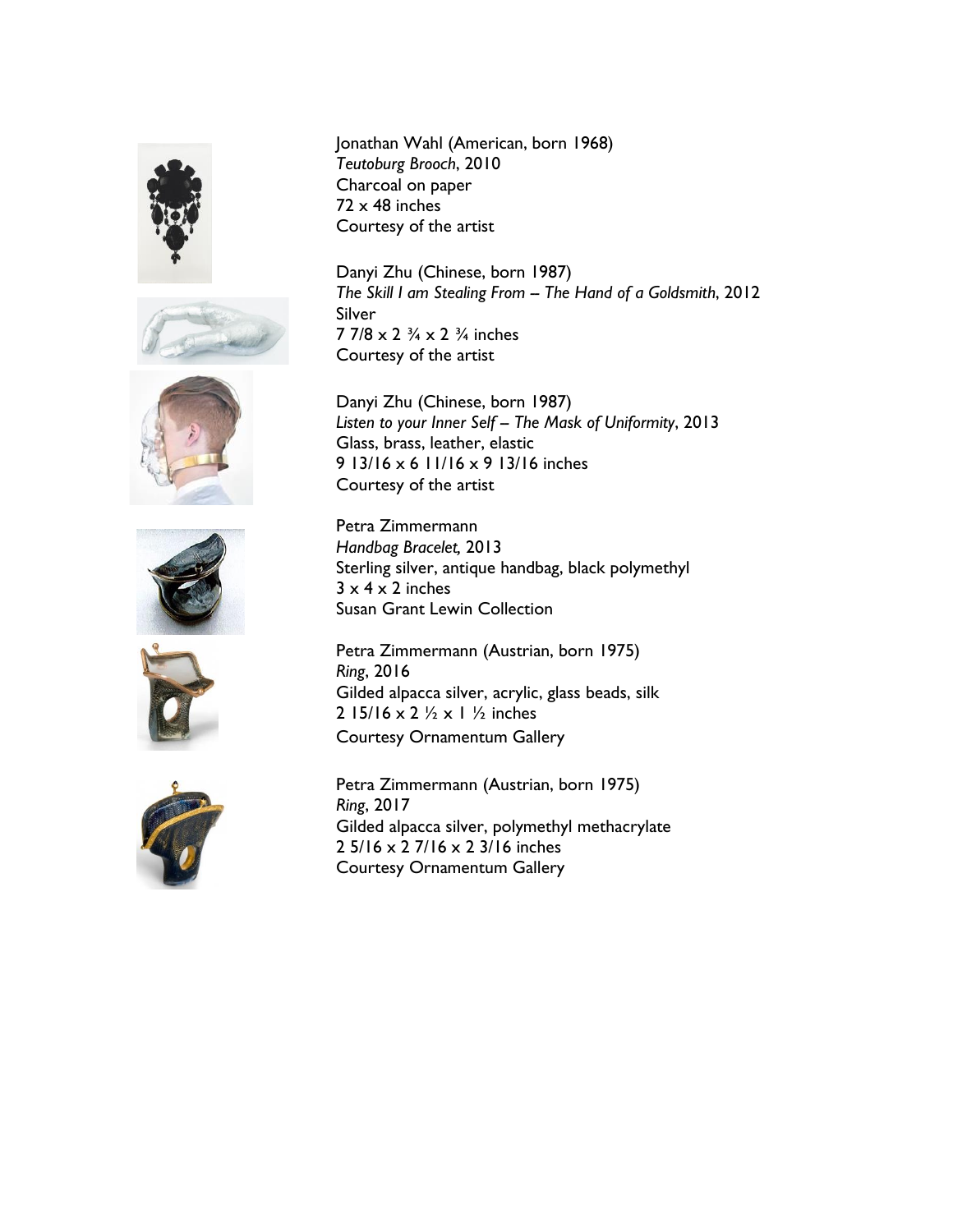Jonathan Wahl (American, born 1968)
*Teutoburg Brooch*, 2010
Charcoal on paper
72 x 48 inches
Courtesy of the artist

Danyi Zhu (Chinese, born 1987)
*The Skill I am Stealing From – The Hand of a Goldsmith*, 2012
Silver
7 7/8 x 2 ¾ x 2 ¾ inches
Courtesy of the artist

Danyi Zhu (Chinese, born 1987)
*Listen to your Inner Self – The Mask of Uniformity*, 2013
Glass, brass, leather, elastic
9 13/16 x 6 11/16 x 9 13/16 inches
Courtesy of the artist

Petra Zimmermann
*Handbag Bracelet,* 2013
Sterling silver, antique handbag, black polymethyl
3 x 4 x 2 inches
Susan Grant Lewin Collection

Petra Zimmermann (Austrian, born 1975)
*Ring*, 2016
Gilded alpacca silver, acrylic, glass beads, silk
2 15/16 x 2 ½ x 1 ½ inches
Courtesy Ornamentum Gallery

Petra Zimmermann (Austrian, born 1975)
*Ring*, 2017
Gilded alpacca silver, polymethyl methacrylate
2 5/16 x 2 7/16 x 2 3/16 inches
Courtesy Ornamentum Gallery